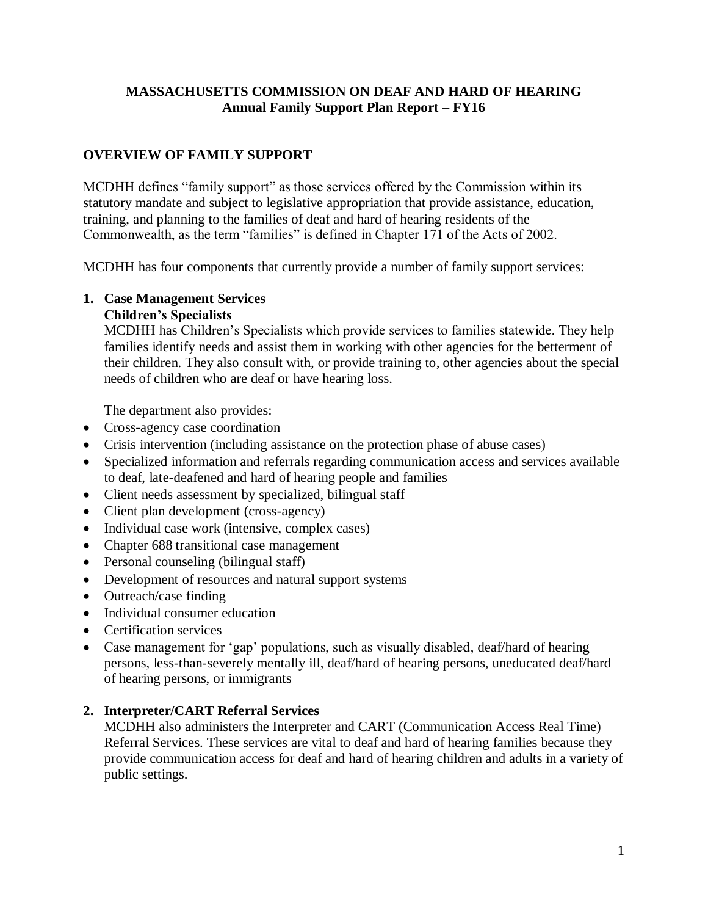**MASSACHUSETTS COMMISSION ON DEAF AND HARD OF HEARING**
**Annual Family Support Plan Report – FY16**

## OVERVIEW OF FAMILY SUPPORT

MCDHH defines "family support" as those services offered by the Commission within its statutory mandate and subject to legislative appropriation that provide assistance, education, training, and planning to the families of deaf and hard of hearing residents of the Commonwealth, as the term "families" is defined in Chapter 171 of the Acts of 2002.

MCDHH has four components that currently provide a number of family support services:

### 1. Case Management Services

**Children's Specialists**

MCDHH has Children's Specialists which provide services to families statewide. They help families identify needs and assist them in working with other agencies for the betterment of their children. They also consult with, or provide training to, other agencies about the special needs of children who are deaf or have hearing loss.

The department also provides:

- Cross-agency case coordination
- Crisis intervention (including assistance on the protection phase of abuse cases)
- Specialized information and referrals regarding communication access and services available to deaf, late-deafened and hard of hearing people and families
- Client needs assessment by specialized, bilingual staff
- Client plan development (cross-agency)
- Individual case work (intensive, complex cases)
- Chapter 688 transitional case management
- Personal counseling (bilingual staff)
- Development of resources and natural support systems
- Outreach/case finding
- Individual consumer education
- Certification services
- Case management for 'gap' populations, such as visually disabled, deaf/hard of hearing persons, less-than-severely mentally ill, deaf/hard of hearing persons, uneducated deaf/hard of hearing persons, or immigrants

### 2. Interpreter/CART Referral Services

MCDHH also administers the Interpreter and CART (Communication Access Real Time) Referral Services. These services are vital to deaf and hard of hearing families because they provide communication access for deaf and hard of hearing children and adults in a variety of public settings.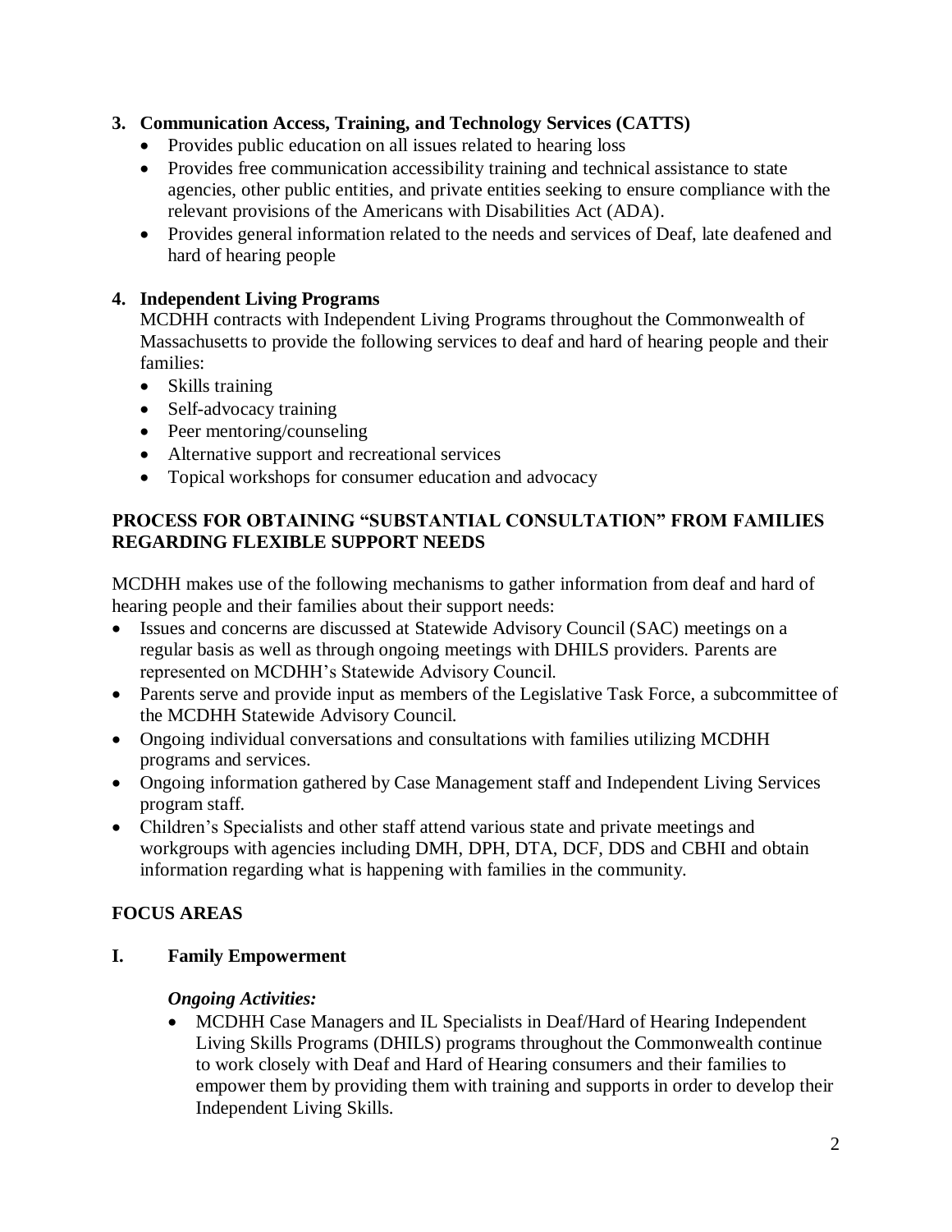**3. Communication Access, Training, and Technology Services (CATTS)**

- Provides public education on all issues related to hearing loss
- Provides free communication accessibility training and technical assistance to state agencies, other public entities, and private entities seeking to ensure compliance with the relevant provisions of the Americans with Disabilities Act (ADA).
- Provides general information related to the needs and services of Deaf, late deafened and hard of hearing people

**4. Independent Living Programs**

MCDHH contracts with Independent Living Programs throughout the Commonwealth of Massachusetts to provide the following services to deaf and hard of hearing people and their families:

- Skills training
- Self-advocacy training
- Peer mentoring/counseling
- Alternative support and recreational services
- Topical workshops for consumer education and advocacy

## PROCESS FOR OBTAINING "SUBSTANTIAL CONSULTATION" FROM FAMILIES REGARDING FLEXIBLE SUPPORT NEEDS

MCDHH makes use of the following mechanisms to gather information from deaf and hard of hearing people and their families about their support needs:

- Issues and concerns are discussed at Statewide Advisory Council (SAC) meetings on a regular basis as well as through ongoing meetings with DHILS providers. Parents are represented on MCDHH's Statewide Advisory Council.
- Parents serve and provide input as members of the Legislative Task Force, a subcommittee of the MCDHH Statewide Advisory Council.
- Ongoing individual conversations and consultations with families utilizing MCDHH programs and services.
- Ongoing information gathered by Case Management staff and Independent Living Services program staff.
- Children's Specialists and other staff attend various state and private meetings and workgroups with agencies including DMH, DPH, DTA, DCF, DDS and CBHI and obtain information regarding what is happening with families in the community.

## FOCUS AREAS

### I. Family Empowerment

***Ongoing Activities:***

- MCDHH Case Managers and IL Specialists in Deaf/Hard of Hearing Independent Living Skills Programs (DHILS) programs throughout the Commonwealth continue to work closely with Deaf and Hard of Hearing consumers and their families to empower them by providing them with training and supports in order to develop their Independent Living Skills.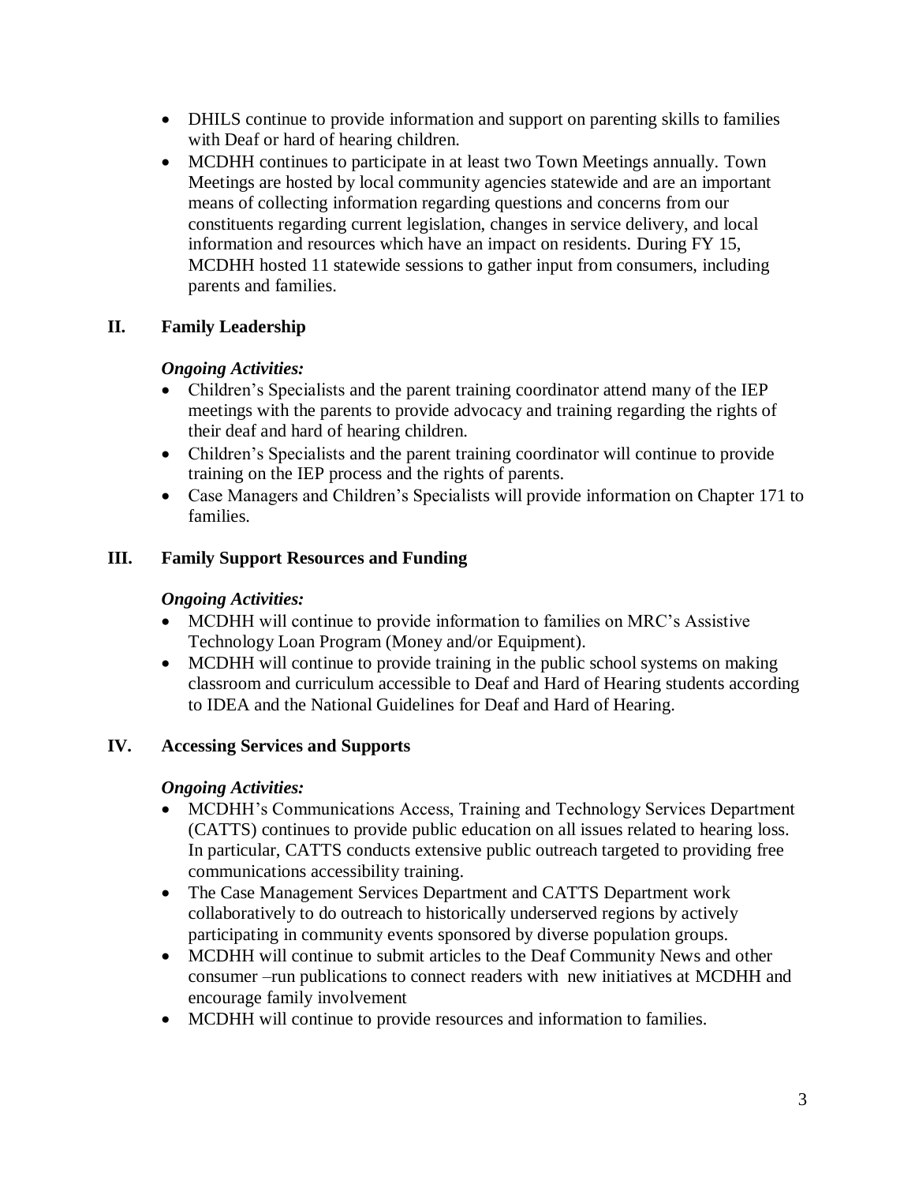- DHILS continue to provide information and support on parenting skills to families with Deaf or hard of hearing children.
- MCDHH continues to participate in at least two Town Meetings annually. Town Meetings are hosted by local community agencies statewide and are an important means of collecting information regarding questions and concerns from our constituents regarding current legislation, changes in service delivery, and local information and resources which have an impact on residents. During FY 15, MCDHH hosted 11 statewide sessions to gather input from consumers, including parents and families.

## II. Family Leadership

***Ongoing Activities:***

- Children's Specialists and the parent training coordinator attend many of the IEP meetings with the parents to provide advocacy and training regarding the rights of their deaf and hard of hearing children.
- Children's Specialists and the parent training coordinator will continue to provide training on the IEP process and the rights of parents.
- Case Managers and Children's Specialists will provide information on Chapter 171 to families.

## III. Family Support Resources and Funding

***Ongoing Activities:***

- MCDHH will continue to provide information to families on MRC's Assistive Technology Loan Program (Money and/or Equipment).
- MCDHH will continue to provide training in the public school systems on making classroom and curriculum accessible to Deaf and Hard of Hearing students according to IDEA and the National Guidelines for Deaf and Hard of Hearing.

## IV. Accessing Services and Supports

***Ongoing Activities:***

- MCDHH's Communications Access, Training and Technology Services Department (CATTS) continues to provide public education on all issues related to hearing loss. In particular, CATTS conducts extensive public outreach targeted to providing free communications accessibility training.
- The Case Management Services Department and CATTS Department work collaboratively to do outreach to historically underserved regions by actively participating in community events sponsored by diverse population groups.
- MCDHH will continue to submit articles to the Deaf Community News and other consumer –run publications to connect readers with new initiatives at MCDHH and encourage family involvement
- MCDHH will continue to provide resources and information to families.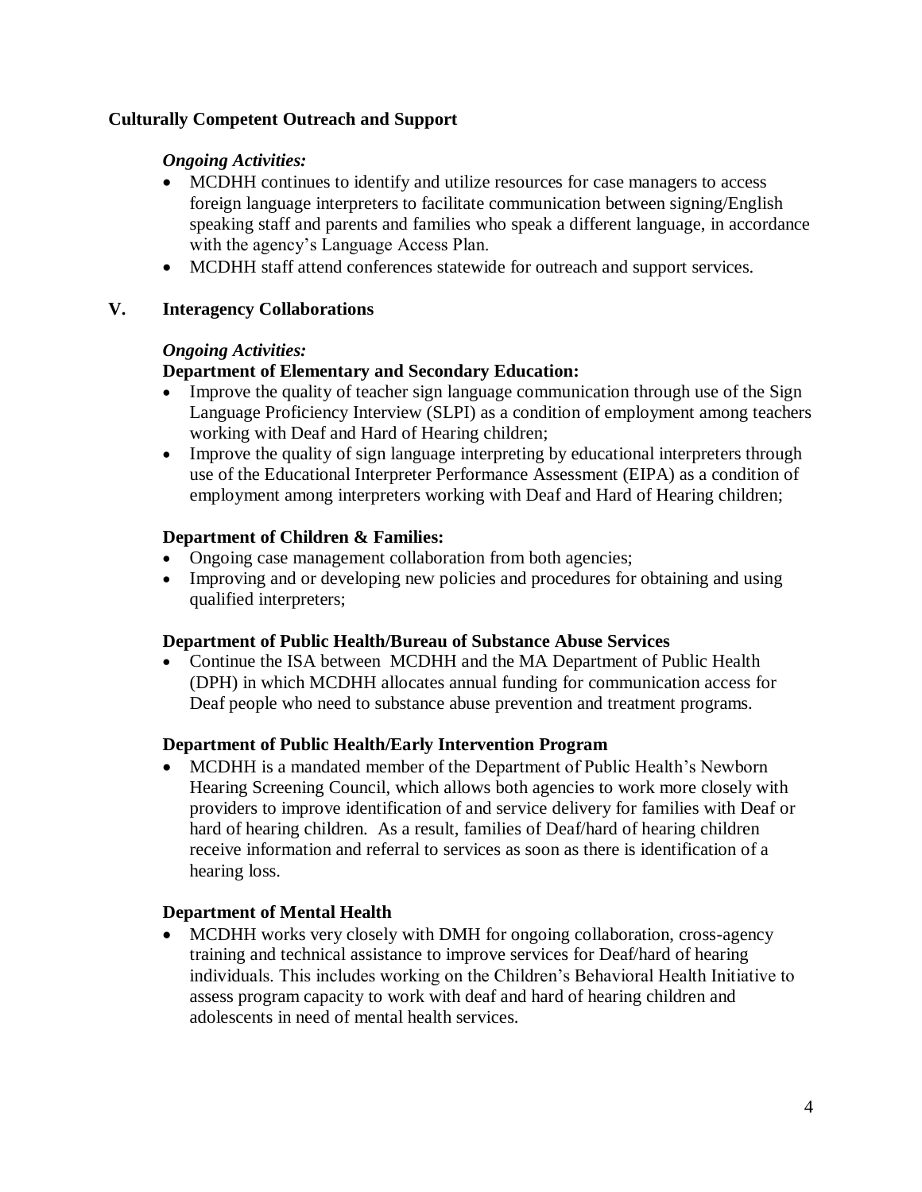**Culturally Competent Outreach and Support**

***Ongoing Activities:***

- MCDHH continues to identify and utilize resources for case managers to access foreign language interpreters to facilitate communication between signing/English speaking staff and parents and families who speak a different language, in accordance with the agency's Language Access Plan.
- MCDHH staff attend conferences statewide for outreach and support services.

## V. Interagency Collaborations

***Ongoing Activities:***

**Department of Elementary and Secondary Education:**

- Improve the quality of teacher sign language communication through use of the Sign Language Proficiency Interview (SLPI) as a condition of employment among teachers working with Deaf and Hard of Hearing children;
- Improve the quality of sign language interpreting by educational interpreters through use of the Educational Interpreter Performance Assessment (EIPA) as a condition of employment among interpreters working with Deaf and Hard of Hearing children;

**Department of Children & Families:**

- Ongoing case management collaboration from both agencies;
- Improving and or developing new policies and procedures for obtaining and using qualified interpreters;

**Department of Public Health/Bureau of Substance Abuse Services**

- Continue the ISA between MCDHH and the MA Department of Public Health (DPH) in which MCDHH allocates annual funding for communication access for Deaf people who need to substance abuse prevention and treatment programs.

**Department of Public Health/Early Intervention Program**

- MCDHH is a mandated member of the Department of Public Health's Newborn Hearing Screening Council, which allows both agencies to work more closely with providers to improve identification of and service delivery for families with Deaf or hard of hearing children. As a result, families of Deaf/hard of hearing children receive information and referral to services as soon as there is identification of a hearing loss.

**Department of Mental Health**

- MCDHH works very closely with DMH for ongoing collaboration, cross-agency training and technical assistance to improve services for Deaf/hard of hearing individuals. This includes working on the Children's Behavioral Health Initiative to assess program capacity to work with deaf and hard of hearing children and adolescents in need of mental health services.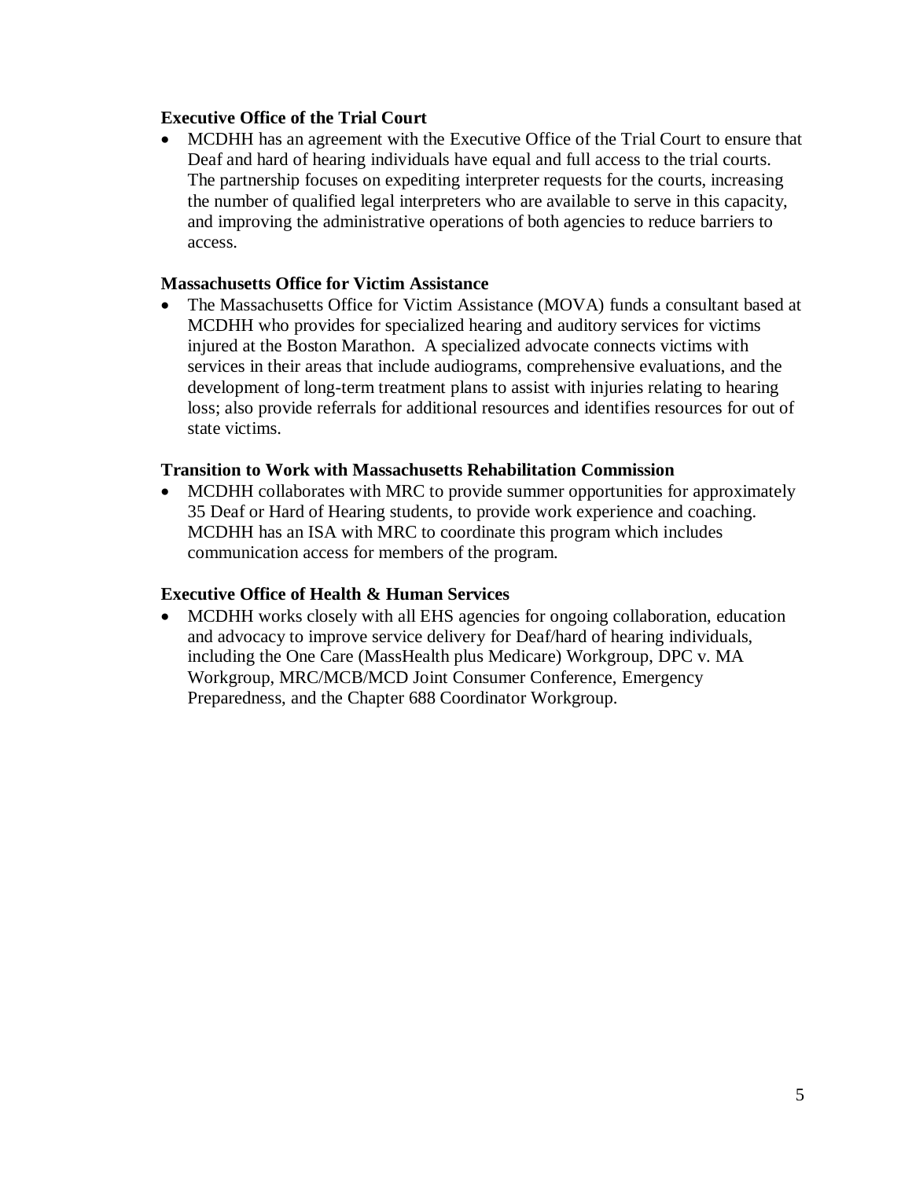**Executive Office of the Trial Court**

- MCDHH has an agreement with the Executive Office of the Trial Court to ensure that Deaf and hard of hearing individuals have equal and full access to the trial courts. The partnership focuses on expediting interpreter requests for the courts, increasing the number of qualified legal interpreters who are available to serve in this capacity, and improving the administrative operations of both agencies to reduce barriers to access.

**Massachusetts Office for Victim Assistance**

- The Massachusetts Office for Victim Assistance (MOVA) funds a consultant based at MCDHH who provides for specialized hearing and auditory services for victims injured at the Boston Marathon. A specialized advocate connects victims with services in their areas that include audiograms, comprehensive evaluations, and the development of long-term treatment plans to assist with injuries relating to hearing loss; also provide referrals for additional resources and identifies resources for out of state victims.

**Transition to Work with Massachusetts Rehabilitation Commission**

- MCDHH collaborates with MRC to provide summer opportunities for approximately 35 Deaf or Hard of Hearing students, to provide work experience and coaching. MCDHH has an ISA with MRC to coordinate this program which includes communication access for members of the program.

**Executive Office of Health & Human Services**

- MCDHH works closely with all EHS agencies for ongoing collaboration, education and advocacy to improve service delivery for Deaf/hard of hearing individuals, including the One Care (MassHealth plus Medicare) Workgroup, DPC v. MA Workgroup, MRC/MCB/MCD Joint Consumer Conference, Emergency Preparedness, and the Chapter 688 Coordinator Workgroup.